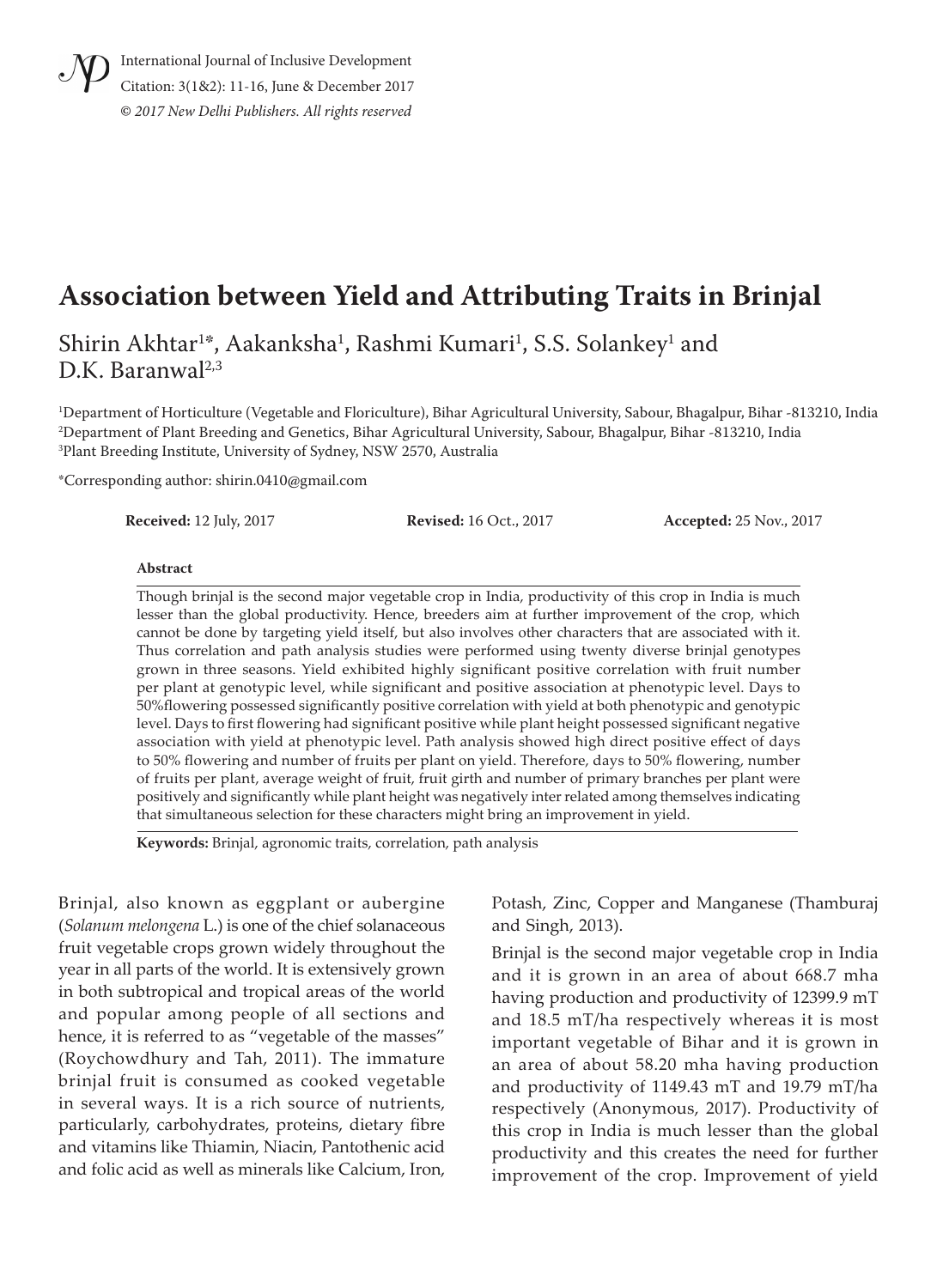International Journal of Inclusive Development
Citation: 3(1&2): 11-16, June & December 2017
*© 2017 New Delhi Publishers. All rights reserved*

# Association between Yield and Attributing Traits in Brinjal

Shirin Akhtar[1*], Aakanksha[1], Rashmi Kumari[1], S.S. Solankey[1] and D.K. Baranwal[2,3]

[1]Department of Horticulture (Vegetable and Floriculture), Bihar Agricultural University, Sabour, Bhagalpur, Bihar -813210, India
[2]Department of Plant Breeding and Genetics, Bihar Agricultural University, Sabour, Bhagalpur, Bihar -813210, India
[3]Plant Breeding Institute, University of Sydney, NSW 2570, Australia

*Corresponding author: shirin.0410@gmail.com

**Received:** 12 July, 2017 **Revised:** 16 Oct., 2017 **Accepted:** 25 Nov., 2017

**Abstract**

Though brinjal is the second major vegetable crop in India, productivity of this crop in India is much lesser than the global productivity. Hence, breeders aim at further improvement of the crop, which cannot be done by targeting yield itself, but also involves other characters that are associated with it. Thus correlation and path analysis studies were performed using twenty diverse brinjal genotypes grown in three seasons. Yield exhibited highly significant positive correlation with fruit number per plant at genotypic level, while significant and positive association at phenotypic level. Days to 50%flowering possessed significantly positive correlation with yield at both phenotypic and genotypic level. Days to first flowering had significant positive while plant height possessed significant negative association with yield at phenotypic level. Path analysis showed high direct positive effect of days to 50% flowering and number of fruits per plant on yield. Therefore, days to 50% flowering, number of fruits per plant, average weight of fruit, fruit girth and number of primary branches per plant were positively and significantly while plant height was negatively inter related among themselves indicating that simultaneous selection for these characters might bring an improvement in yield.

**Keywords:** Brinjal, agronomic traits, correlation, path analysis

Brinjal, also known as eggplant or aubergine (*Solanum melongena* L.) is one of the chief solanaceous fruit vegetable crops grown widely throughout the year in all parts of the world. It is extensively grown in both subtropical and tropical areas of the world and popular among people of all sections and hence, it is referred to as "vegetable of the masses" (Roychowdhury and Tah, 2011). The immature brinjal fruit is consumed as cooked vegetable in several ways. It is a rich source of nutrients, particularly, carbohydrates, proteins, dietary fibre and vitamins like Thiamin, Niacin, Pantothenic acid and folic acid as well as minerals like Calcium, Iron, Potash, Zinc, Copper and Manganese (Thamburaj and Singh, 2013).

Brinjal is the second major vegetable crop in India and it is grown in an area of about 668.7 mha having production and productivity of 12399.9 mT and 18.5 mT/ha respectively whereas it is most important vegetable of Bihar and it is grown in an area of about 58.20 mha having production and productivity of 1149.43 mT and 19.79 mT/ha respectively (Anonymous, 2017). Productivity of this crop in India is much lesser than the global productivity and this creates the need for further improvement of the crop. Improvement of yield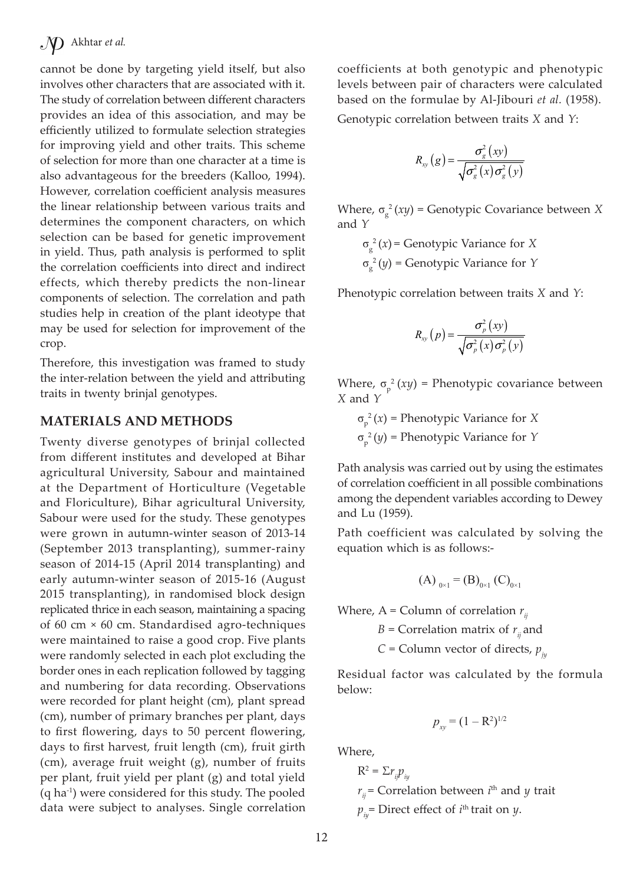cannot be done by targeting yield itself, but also involves other characters that are associated with it. The study of correlation between different characters provides an idea of this association, and may be efficiently utilized to formulate selection strategies for improving yield and other traits. This scheme of selection for more than one character at a time is also advantageous for the breeders (Kalloo, 1994). However, correlation coefficient analysis measures the linear relationship between various traits and determines the component characters, on which selection can be based for genetic improvement in yield. Thus, path analysis is performed to split the correlation coefficients into direct and indirect effects, which thereby predicts the non-linear components of selection. The correlation and path studies help in creation of the plant ideotype that may be used for selection for improvement of the crop.

Therefore, this investigation was framed to study the inter-relation between the yield and attributing traits in twenty brinjal genotypes.

## MATERIALS AND METHODS

Twenty diverse genotypes of brinjal collected from different institutes and developed at Bihar agricultural University, Sabour and maintained at the Department of Horticulture (Vegetable and Floriculture), Bihar agricultural University, Sabour were used for the study. These genotypes were grown in autumn-winter season of 2013-14 (September 2013 transplanting), summer-rainy season of 2014-15 (April 2014 transplanting) and early autumn-winter season of 2015-16 (August 2015 transplanting), in randomised block design replicated thrice in each season, maintaining a spacing of 60 cm × 60 cm. Standardised agro-techniques were maintained to raise a good crop. Five plants were randomly selected in each plot excluding the border ones in each replication followed by tagging and numbering for data recording. Observations were recorded for plant height (cm), plant spread (cm), number of primary branches per plant, days to first flowering, days to 50 percent flowering, days to first harvest, fruit length (cm), fruit girth (cm), average fruit weight (g), number of fruits per plant, fruit yield per plant (g) and total yield (q ha$^{-1}$) were considered for this study. The pooled data were subject to analyses. Single correlation coefficients at both genotypic and phenotypic levels between pair of characters were calculated based on the formulae by Al-Jibouri *et al.* (1958).

Genotypic correlation between traits *X* and *Y*:

$$R_{xy}(g) = \frac{\sigma_g^2(xy)}{\sqrt{\sigma_g^2(x)\sigma_g^2(y)}}$$

Where, $\sigma_g^2(xy)$ = Genotypic Covariance between *X* and *Y*

$\sigma_g^2(x)$ = Genotypic Variance for *X*

$\sigma_g^2(y)$ = Genotypic Variance for *Y*

Phenotypic correlation between traits *X* and *Y*:

$$R_{xy}(p) = \frac{\sigma_p^2(xy)}{\sqrt{\sigma_p^2(x)\sigma_p^2(y)}}$$

Where, $\sigma_p^2(xy)$ = Phenotypic covariance between *X* and *Y*

$\sigma_p^2(x)$ = Phenotypic Variance for *X*

$\sigma_p^2(y)$ = Phenotypic Variance for *Y*

Path analysis was carried out by using the estimates of correlation coefficient in all possible combinations among the dependent variables according to Dewey and Lu (1959).

Path coefficient was calculated by solving the equation which is as follows:-

$$(A)_{0\times1} = (B)_{0\times1}(C)_{0\times1}$$

Where, A = Column of correlation $r_{ij}$

$B$ = Correlation matrix of $r_{ij}$ and

$C$ = Column vector of directs, $p_{jy}$

Residual factor was calculated by the formula below:

$$p_{xy} = (1 - R^2)^{1/2}$$

Where,

$R^2 = \Sigma r_{ij} p_{iy}$

$r_{ij}$ = Correlation between $i^{th}$ and $y$ trait

$p_{iy}$ = Direct effect of $i^{th}$ trait on $y$.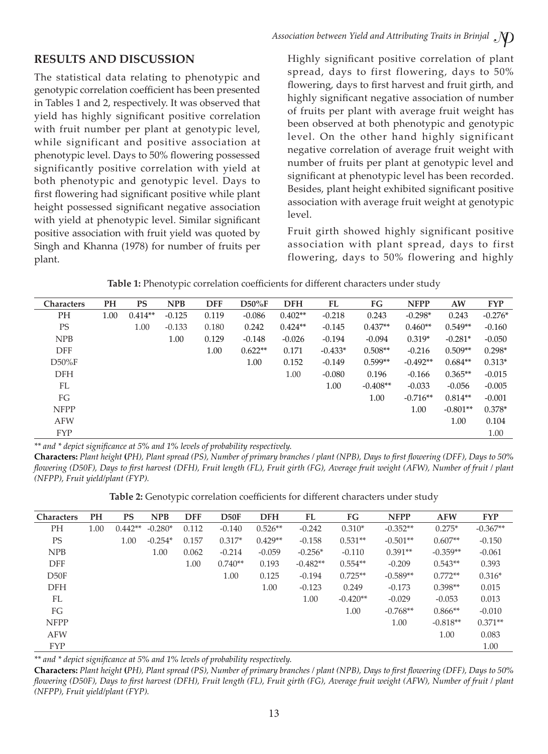## RESULTS AND DISCUSSION

The statistical data relating to phenotypic and genotypic correlation coefficient has been presented in Tables 1 and 2, respectively. It was observed that yield has highly significant positive correlation with fruit number per plant at genotypic level, while significant and positive association at phenotypic level. Days to 50% flowering possessed significantly positive correlation with yield at both phenotypic and genotypic level. Days to first flowering had significant positive while plant height possessed significant negative association with yield at phenotypic level. Similar significant positive association with fruit yield was quoted by Singh and Khanna (1978) for number of fruits per plant.

Highly significant positive correlation of plant spread, days to first flowering, days to 50% flowering, days to first harvest and fruit girth, and highly significant negative association of number of fruits per plant with average fruit weight has been observed at both phenotypic and genotypic level. On the other hand highly significant negative correlation of average fruit weight with number of fruits per plant at genotypic level and significant at phenotypic level has been recorded. Besides, plant height exhibited significant positive association with average fruit weight at genotypic level.

Fruit girth showed highly significant positive association with plant spread, days to first flowering, days to 50% flowering and highly

**Table 1:** Phenotypic correlation coefficients for different characters under study

| Characters | PH | PS | NPB | DFF | D50%F | DFH | FL | FG | NFPP | AW | FYP |
|---|---|---|---|---|---|---|---|---|---|---|---|
| PH | 1.00 | 0.414** | -0.125 | 0.119 | -0.086 | 0.402** | -0.218 | 0.243 | -0.298* | 0.243 | -0.276* |
| PS | | 1.00 | -0.133 | 0.180 | 0.242 | 0.424** | -0.145 | 0.437** | 0.460** | 0.549** | -0.160 |
| NPB | | | 1.00 | 0.129 | -0.148 | -0.026 | -0.194 | -0.094 | 0.319* | -0.281* | -0.050 |
| DFF | | | | 1.00 | 0.622** | 0.171 | -0.433* | 0.508** | -0.216 | 0.509** | 0.298* |
| D50%F | | | | | 1.00 | 0.152 | -0.149 | 0.599** | -0.492** | 0.684** | 0.313* |
| DFH | | | | | | 1.00 | -0.080 | 0.196 | -0.166 | 0.365** | -0.015 |
| FL | | | | | | | 1.00 | -0.408** | -0.033 | -0.056 | -0.005 |
| FG | | | | | | | | 1.00 | -0.716** | 0.814** | -0.001 |
| NFPP | | | | | | | | | 1.00 | -0.801** | 0.378* |
| AFW | | | | | | | | | | 1.00 | 0.104 |
| FYP | | | | | | | | | | | 1.00 |

*\*\* and \* depict significance at 5% and 1% levels of probability respectively.*

**Characters:** *Plant height* **(***PH), Plant spread (PS), Number of primary branches / plant (NPB), Days to first flowering (DFF), Days to 50% flowering (D50F), Days to first harvest (DFH), Fruit length (FL), Fruit girth (FG), Average fruit weight (AFW), Number of fruit / plant (NFPP), Fruit yield/plant (FYP).*

**Table 2:** Genotypic correlation coefficients for different characters under study

| Characters | PH | PS | NPB | DFF | D50F | DFH | FL | FG | NFPP | AFW | FYP |
|---|---|---|---|---|---|---|---|---|---|---|---|
| PH | 1.00 | 0.442** | -0.280* | 0.112 | -0.140 | 0.526** | -0.242 | 0.310* | -0.352** | 0.275* | -0.367** |
| PS | | 1.00 | -0.254* | 0.157 | 0.317* | 0.429** | -0.158 | 0.531** | -0.501** | 0.607** | -0.150 |
| NPB | | | 1.00 | 0.062 | -0.214 | -0.059 | -0.256* | -0.110 | 0.391** | -0.359** | -0.061 |
| DFF | | | | 1.00 | 0.740** | 0.193 | -0.482** | 0.554** | -0.209 | 0.543** | 0.393 |
| D50F | | | | | 1.00 | 0.125 | -0.194 | 0.725** | -0.589** | 0.772** | 0.316* |
| DFH | | | | | | 1.00 | -0.123 | 0.249 | -0.173 | 0.398** | 0.015 |
| FL | | | | | | | 1.00 | -0.420** | -0.029 | -0.053 | 0.013 |
| FG | | | | | | | | 1.00 | -0.768** | 0.866** | -0.010 |
| NFPP | | | | | | | | | 1.00 | -0.818** | 0.371** |
| AFW | | | | | | | | | | 1.00 | 0.083 |
| FYP | | | | | | | | | | | 1.00 |

*\*\* and \* depict significance at 5% and 1% levels of probability respectively.*

**Characters:** *Plant height* **(***PH), Plant spread (PS), Number of primary branches / plant (NPB), Days to first flowering (DFF), Days to 50% flowering (D50F), Days to first harvest (DFH), Fruit length (FL), Fruit girth (FG), Average fruit weight (AFW), Number of fruit / plant (NFPP), Fruit yield/plant (FYP).*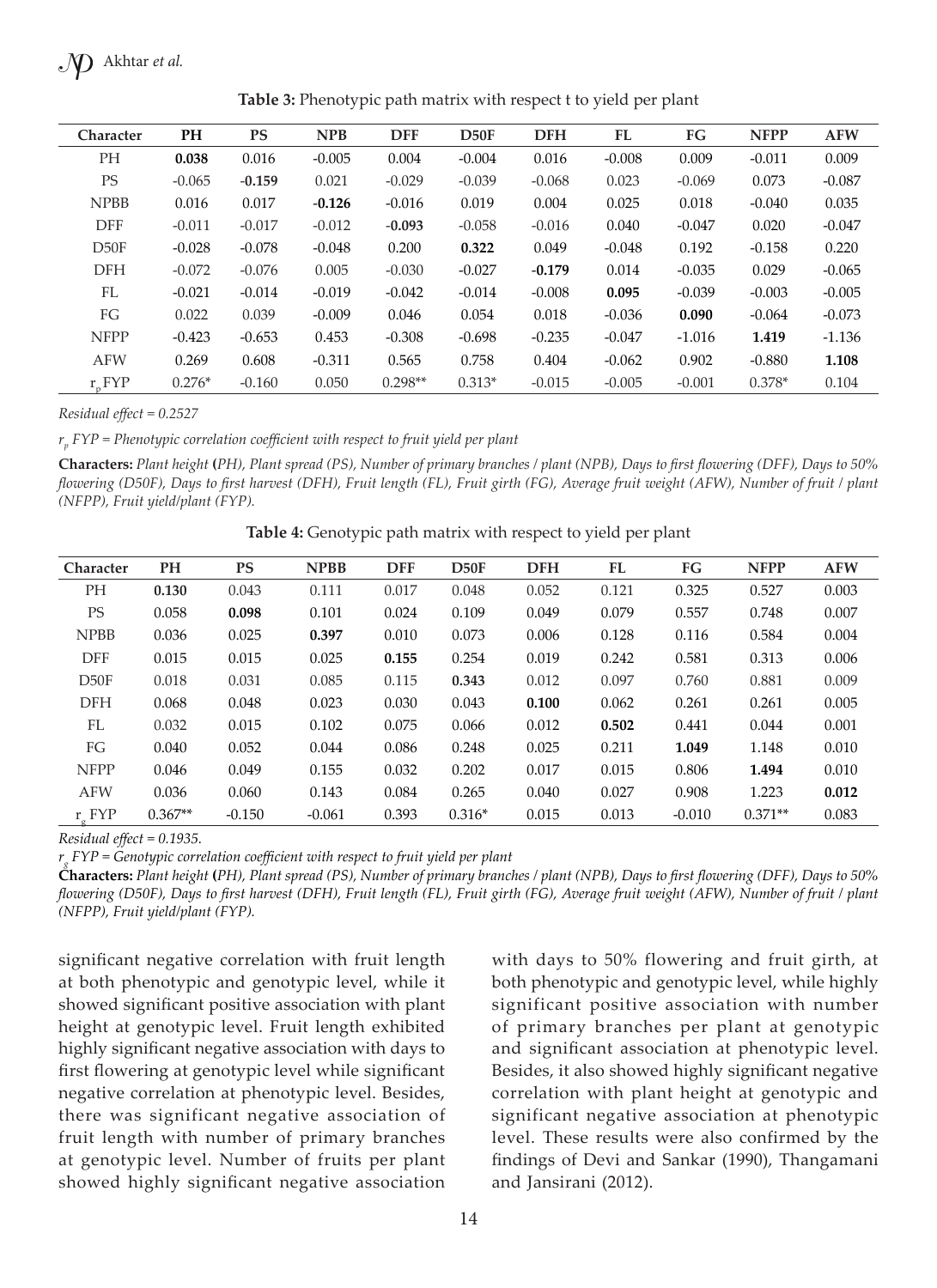**Table 3:** Phenotypic path matrix with respect t to yield per plant

| Character | PH | PS | NPB | DFF | D50F | DFH | FL | FG | NFPP | AFW |
|---|---|---|---|---|---|---|---|---|---|---|
| PH | **0.038** | 0.016 | -0.005 | 0.004 | -0.004 | 0.016 | -0.008 | 0.009 | -0.011 | 0.009 |
| PS | -0.065 | **-0.159** | 0.021 | -0.029 | -0.039 | -0.068 | 0.023 | -0.069 | 0.073 | -0.087 |
| NPBB | 0.016 | 0.017 | **-0.126** | -0.016 | 0.019 | 0.004 | 0.025 | 0.018 | -0.040 | 0.035 |
| DFF | -0.011 | -0.017 | -0.012 | **-0.093** | -0.058 | -0.016 | 0.040 | -0.047 | 0.020 | -0.047 |
| D50F | -0.028 | -0.078 | -0.048 | 0.200 | **0.322** | 0.049 | -0.048 | 0.192 | -0.158 | 0.220 |
| DFH | -0.072 | -0.076 | 0.005 | -0.030 | -0.027 | **-0.179** | 0.014 | -0.035 | 0.029 | -0.065 |
| FL | -0.021 | -0.014 | -0.019 | -0.042 | -0.014 | -0.008 | **0.095** | -0.039 | -0.003 | -0.005 |
| FG | 0.022 | 0.039 | -0.009 | 0.046 | 0.054 | 0.018 | -0.036 | **0.090** | -0.064 | -0.073 |
| NFPP | -0.423 | -0.653 | 0.453 | -0.308 | -0.698 | -0.235 | -0.047 | -1.016 | **1.419** | -1.136 |
| AFW | 0.269 | 0.608 | -0.311 | 0.565 | 0.758 | 0.404 | -0.062 | 0.902 | -0.880 | **1.108** |
| $r_p$ FYP | 0.276* | -0.160 | 0.050 | 0.298** | 0.313* | -0.015 | -0.005 | -0.001 | 0.378* | 0.104 |

*Residual effect = 0.2527*

*$r_p$ FYP = Phenotypic correlation coefficient with respect to fruit yield per plant*

**Characters:** *Plant height* **(***PH), Plant spread (PS), Number of primary branches / plant (NPB), Days to first flowering (DFF), Days to 50% flowering (D50F), Days to first harvest (DFH), Fruit length (FL), Fruit girth (FG), Average fruit weight (AFW), Number of fruit / plant (NFPP), Fruit yield/plant (FYP).*

**Table 4:** Genotypic path matrix with respect to yield per plant

| Character | PH | PS | NPBB | DFF | D50F | DFH | FL | FG | NFPP | AFW |
|---|---|---|---|---|---|---|---|---|---|---|
| PH | **0.130** | 0.043 | 0.111 | 0.017 | 0.048 | 0.052 | 0.121 | 0.325 | 0.527 | 0.003 |
| PS | 0.058 | **0.098** | 0.101 | 0.024 | 0.109 | 0.049 | 0.079 | 0.557 | 0.748 | 0.007 |
| NPBB | 0.036 | 0.025 | **0.397** | 0.010 | 0.073 | 0.006 | 0.128 | 0.116 | 0.584 | 0.004 |
| DFF | 0.015 | 0.015 | 0.025 | **0.155** | 0.254 | 0.019 | 0.242 | 0.581 | 0.313 | 0.006 |
| D50F | 0.018 | 0.031 | 0.085 | 0.115 | **0.343** | 0.012 | 0.097 | 0.760 | 0.881 | 0.009 |
| DFH | 0.068 | 0.048 | 0.023 | 0.030 | 0.043 | **0.100** | 0.062 | 0.261 | 0.261 | 0.005 |
| FL | 0.032 | 0.015 | 0.102 | 0.075 | 0.066 | 0.012 | **0.502** | 0.441 | 0.044 | 0.001 |
| FG | 0.040 | 0.052 | 0.044 | 0.086 | 0.248 | 0.025 | 0.211 | **1.049** | 1.148 | 0.010 |
| NFPP | 0.046 | 0.049 | 0.155 | 0.032 | 0.202 | 0.017 | 0.015 | 0.806 | **1.494** | 0.010 |
| AFW | 0.036 | 0.060 | 0.143 | 0.084 | 0.265 | 0.040 | 0.027 | 0.908 | 1.223 | **0.012** |
| $r_g$ FYP | 0.367** | -0.150 | -0.061 | 0.393 | 0.316* | 0.015 | 0.013 | -0.010 | 0.371** | 0.083 |

*Residual effect = 0.1935.*

*$r_g$ FYP = Genotypic correlation coefficient with respect to fruit yield per plant*

**Characters:** *Plant height* **(***PH), Plant spread (PS), Number of primary branches / plant (NPB), Days to first flowering (DFF), Days to 50% flowering (D50F), Days to first harvest (DFH), Fruit length (FL), Fruit girth (FG), Average fruit weight (AFW), Number of fruit / plant (NFPP), Fruit yield/plant (FYP).*

significant negative correlation with fruit length at both phenotypic and genotypic level, while it showed significant positive association with plant height at genotypic level. Fruit length exhibited highly significant negative association with days to first flowering at genotypic level while significant negative correlation at phenotypic level. Besides, there was significant negative association of fruit length with number of primary branches at genotypic level. Number of fruits per plant showed highly significant negative association with days to 50% flowering and fruit girth, at both phenotypic and genotypic level, while highly significant positive association with number of primary branches per plant at genotypic and significant association at phenotypic level. Besides, it also showed highly significant negative correlation with plant height at genotypic and significant negative association at phenotypic level. These results were also confirmed by the findings of Devi and Sankar (1990), Thangamani and Jansirani (2012).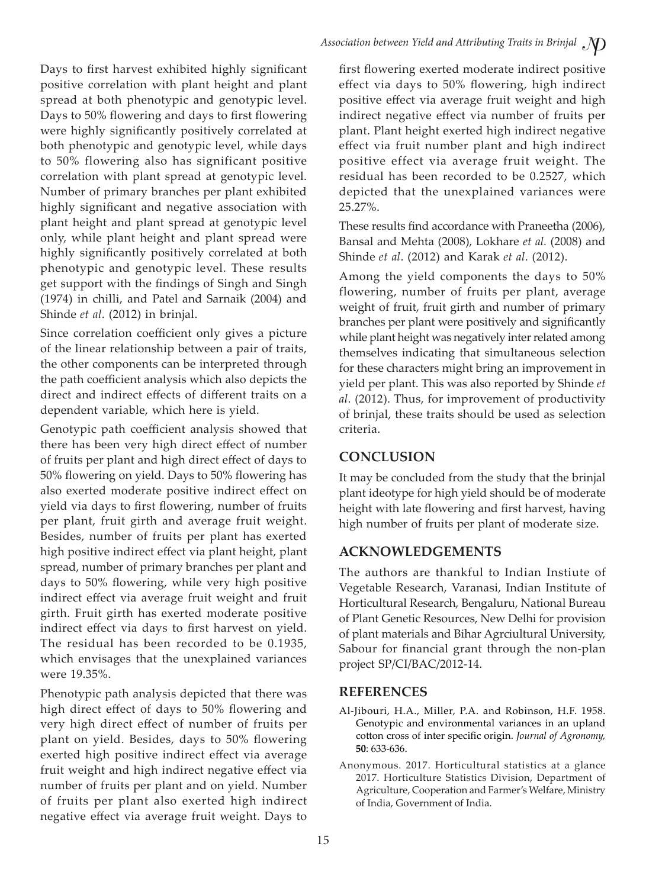Days to first harvest exhibited highly significant positive correlation with plant height and plant spread at both phenotypic and genotypic level. Days to 50% flowering and days to first flowering were highly significantly positively correlated at both phenotypic and genotypic level, while days to 50% flowering also has significant positive correlation with plant spread at genotypic level. Number of primary branches per plant exhibited highly significant and negative association with plant height and plant spread at genotypic level only, while plant height and plant spread were highly significantly positively correlated at both phenotypic and genotypic level. These results get support with the findings of Singh and Singh (1974) in chilli, and Patel and Sarnaik (2004) and Shinde *et al*. (2012) in brinjal.

Since correlation coefficient only gives a picture of the linear relationship between a pair of traits, the other components can be interpreted through the path coefficient analysis which also depicts the direct and indirect effects of different traits on a dependent variable, which here is yield.

Genotypic path coefficient analysis showed that there has been very high direct effect of number of fruits per plant and high direct effect of days to 50% flowering on yield. Days to 50% flowering has also exerted moderate positive indirect effect on yield via days to first flowering, number of fruits per plant, fruit girth and average fruit weight. Besides, number of fruits per plant has exerted high positive indirect effect via plant height, plant spread, number of primary branches per plant and days to 50% flowering, while very high positive indirect effect via average fruit weight and fruit girth. Fruit girth has exerted moderate positive indirect effect via days to first harvest on yield. The residual has been recorded to be 0.1935, which envisages that the unexplained variances were 19.35%.

Phenotypic path analysis depicted that there was high direct effect of days to 50% flowering and very high direct effect of number of fruits per plant on yield. Besides, days to 50% flowering exerted high positive indirect effect via average fruit weight and high indirect negative effect via number of fruits per plant and on yield. Number of fruits per plant also exerted high indirect negative effect via average fruit weight. Days to first flowering exerted moderate indirect positive effect via days to 50% flowering, high indirect positive effect via average fruit weight and high indirect negative effect via number of fruits per plant. Plant height exerted high indirect negative effect via fruit number plant and high indirect positive effect via average fruit weight. The residual has been recorded to be 0.2527, which depicted that the unexplained variances were 25.27%.

These results find accordance with Praneetha (2006), Bansal and Mehta (2008), Lokhare *et al.* (2008) and Shinde *et al*. (2012) and Karak *et al*. (2012).

Among the yield components the days to 50% flowering, number of fruits per plant, average weight of fruit, fruit girth and number of primary branches per plant were positively and significantly while plant height was negatively inter related among themselves indicating that simultaneous selection for these characters might bring an improvement in yield per plant. This was also reported by Shinde *et al*. (2012). Thus, for improvement of productivity of brinjal, these traits should be used as selection criteria.

## CONCLUSION

It may be concluded from the study that the brinjal plant ideotype for high yield should be of moderate height with late flowering and first harvest, having high number of fruits per plant of moderate size.

## ACKNOWLEDGEMENTS

The authors are thankful to Indian Instiute of Vegetable Research, Varanasi, Indian Institute of Horticultural Research, Bengaluru, National Bureau of Plant Genetic Resources, New Delhi for provision of plant materials and Bihar Agrciultural University, Sabour for financial grant through the non-plan project SP/CI/BAC/2012-14.

## REFERENCES

Al-Jibouri, H.A., Miller, P.A. and Robinson, H.F. 1958. Genotypic and environmental variances in an upland cotton cross of inter specific origin. *Journal of Agronomy,* **50**: 633-636.

Anonymous. 2017. Horticultural statistics at a glance 2017. Horticulture Statistics Division, Department of Agriculture, Cooperation and Farmer's Welfare, Ministry of India, Government of India.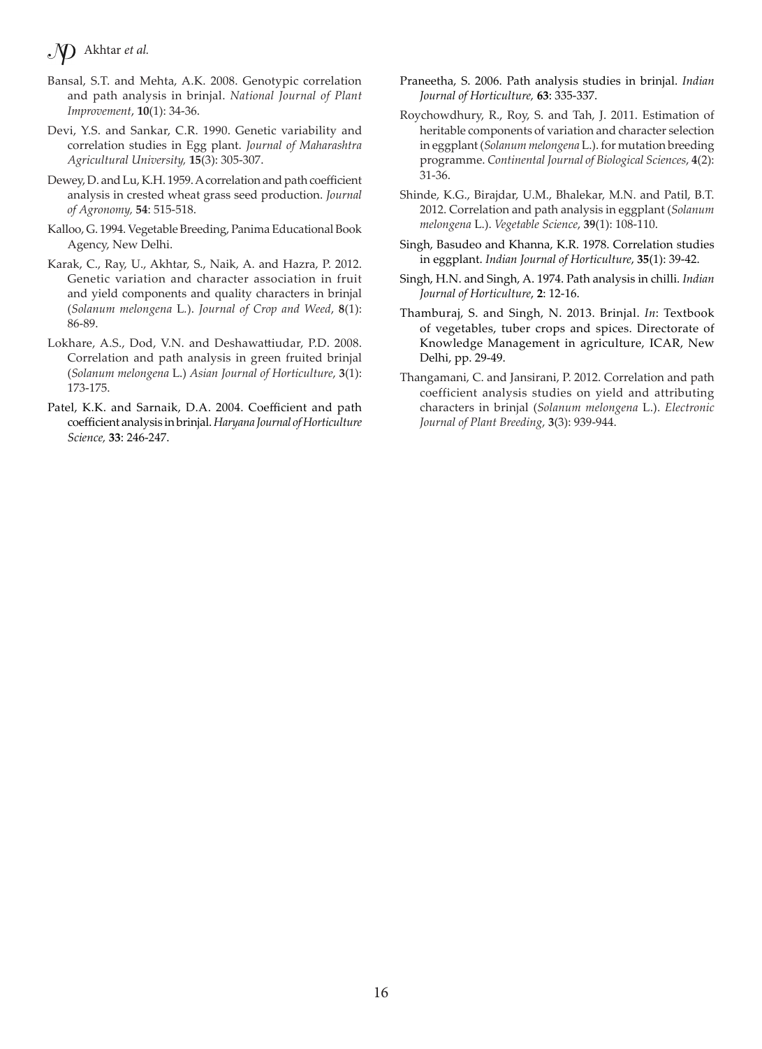Bansal, S.T. and Mehta, A.K. 2008. Genotypic correlation and path analysis in brinjal. *National Journal of Plant Improvement*, **10**(1): 34-36.

Devi, Y.S. and Sankar, C.R. 1990. Genetic variability and correlation studies in Egg plant. *Journal of Maharashtra Agricultural University*, **15**(3): 305-307.

Dewey, D. and Lu, K.H. 1959. A correlation and path coefficient analysis in crested wheat grass seed production. *Journal of Agronomy*, **54**: 515-518.

Kalloo, G. 1994. Vegetable Breeding, Panima Educational Book Agency, New Delhi.

Karak, C., Ray, U., Akhtar, S., Naik, A. and Hazra, P. 2012. Genetic variation and character association in fruit and yield components and quality characters in brinjal (*Solanum melongena* L.). *Journal of Crop and Weed*, **8**(1): 86-89.

Lokhare, A.S., Dod, V.N. and Deshawattiudar, P.D. 2008. Correlation and path analysis in green fruited brinjal (*Solanum melongena* L.) *Asian Journal of Horticulture*, **3**(1): 173-175.

Patel, K.K. and Sarnaik, D.A. 2004. Coefficient and path coefficient analysis in brinjal. *Haryana Journal of Horticulture Science*, **33**: 246-247.

Praneetha, S. 2006. Path analysis studies in brinjal. *Indian Journal of Horticulture*, **63**: 335-337.

Roychowdhury, R., Roy, S. and Tah, J. 2011. Estimation of heritable components of variation and character selection in eggplant (*Solanum melongena* L.). for mutation breeding programme. *Continental Journal of Biological Sciences*, **4**(2): 31-36.

Shinde, K.G., Birajdar, U.M., Bhalekar, M.N. and Patil, B.T. 2012. Correlation and path analysis in eggplant (*Solanum melongena* L.). *Vegetable Science*, **39**(1): 108-110.

Singh, Basudeo and Khanna, K.R. 1978. Correlation studies in eggplant. *Indian Journal of Horticulture*, **35**(1): 39-42.

Singh, H.N. and Singh, A. 1974. Path analysis in chilli. *Indian Journal of Horticulture*, **2**: 12-16.

Thamburaj, S. and Singh, N. 2013. Brinjal. *In*: Textbook of vegetables, tuber crops and spices. Directorate of Knowledge Management in agriculture, ICAR, New Delhi, pp. 29-49.

Thangamani, C. and Jansirani, P. 2012. Correlation and path coefficient analysis studies on yield and attributing characters in brinjal (*Solanum melongena* L.). *Electronic Journal of Plant Breeding*, **3**(3): 939-944.